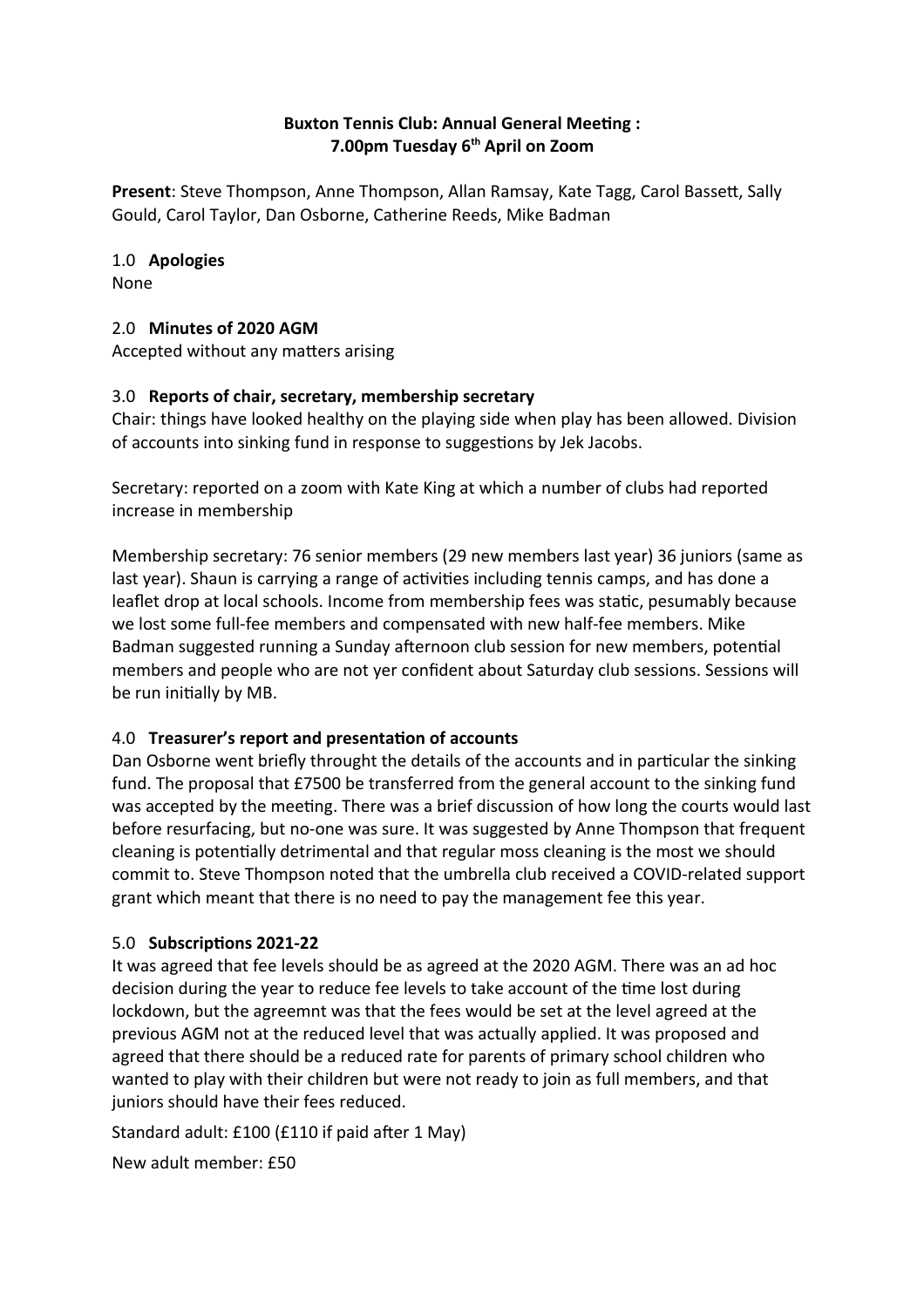**Buxton Tennis Club: Annual General Meeting :**
**7.00pm Tuesday 6th April on Zoom**

**Present**: Steve Thompson, Anne Thompson, Allan Ramsay, Kate Tagg, Carol Bassett, Sally Gould, Carol Taylor, Dan Osborne, Catherine Reeds, Mike Badman

## 1.0 Apologies

None

## 2.0 Minutes of 2020 AGM

Accepted without any matters arising

## 3.0 Reports of chair, secretary, membership secretary

Chair: things have looked healthy on the playing side when play has been allowed. Division of accounts into sinking fund in response to suggestions by Jek Jacobs.

Secretary: reported on a zoom with Kate King at which a number of clubs had reported increase in membership

Membership secretary: 76 senior members (29 new members last year) 36 juniors (same as last year). Shaun is carrying a range of activities including tennis camps, and has done a leaflet drop at local schools. Income from membership fees was static, pesumably because we lost some full-fee members and compensated with new half-fee members. Mike Badman suggested running a Sunday afternoon club session for new members, potential members and people who are not yer confident about Saturday club sessions. Sessions will be run initially by MB.

## 4.0 Treasurer's report and presentation of accounts

Dan Osborne went briefly throught the details of the accounts and in particular the sinking fund. The proposal that £7500 be transferred from the general account to the sinking fund was accepted by the meeting. There was a brief discussion of how long the courts would last before resurfacing, but no-one was sure. It was suggested by Anne Thompson that frequent cleaning is potentially detrimental and that regular moss cleaning is the most we should commit to. Steve Thompson noted that the umbrella club received a COVID-related support grant which meant that there is no need to pay the management fee this year.

## 5.0 Subscriptions 2021-22

It was agreed that fee levels should be as agreed at the 2020 AGM. There was an ad hoc decision during the year to reduce fee levels to take account of the time lost during lockdown, but the agreemnt was that the fees would be set at the level agreed at the previous AGM not at the reduced level that was actually applied. It was proposed and agreed that there should be a reduced rate for parents of primary school children who wanted to play with their children but were not ready to join as full members, and that juniors should have their fees reduced.

Standard adult: £100 (£110 if paid after 1 May)

New adult member: £50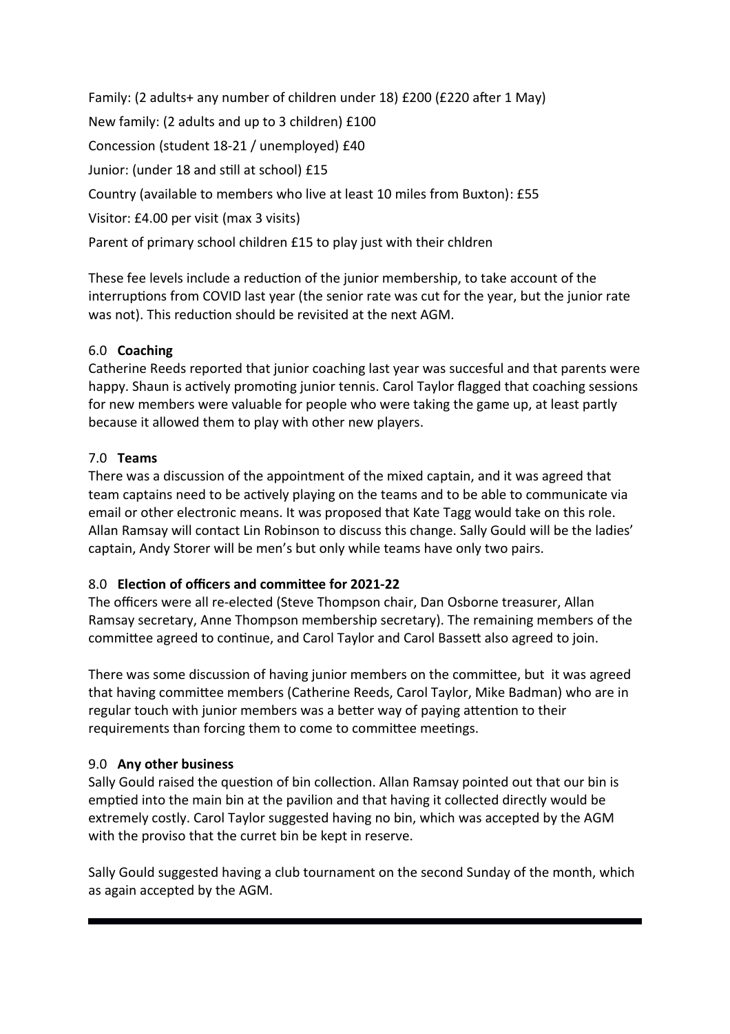Family: (2 adults+ any number of children under 18) £200 (£220 after 1 May)

New family: (2 adults and up to 3 children) £100

Concession (student 18-21 / unemployed) £40

Junior: (under 18 and still at school) £15

Country (available to members who live at least 10 miles from Buxton): £55

Visitor: £4.00 per visit (max 3 visits)

Parent of primary school children £15 to play just with their chldren

These fee levels include a reduction of the junior membership, to take account of the interruptions from COVID last year (the senior rate was cut for the year, but the junior rate was not). This reduction should be revisited at the next AGM.

### 6.0 **Coaching**

Catherine Reeds reported that junior coaching last year was succesful and that parents were happy. Shaun is actively promoting junior tennis. Carol Taylor flagged that coaching sessions for new members were valuable for people who were taking the game up, at least partly because it allowed them to play with other new players.

### 7.0 **Teams**

There was a discussion of the appointment of the mixed captain, and it was agreed that team captains need to be actively playing on the teams and to be able to communicate via email or other electronic means. It was proposed that Kate Tagg would take on this role. Allan Ramsay will contact Lin Robinson to discuss this change. Sally Gould will be the ladies' captain, Andy Storer will be men's but only while teams have only two pairs.

### 8.0 **Election of officers and committee for 2021-22**

The officers were all re-elected (Steve Thompson chair, Dan Osborne treasurer, Allan Ramsay secretary, Anne Thompson membership secretary). The remaining members of the committee agreed to continue, and Carol Taylor and Carol Bassett also agreed to join.

There was some discussion of having junior members on the committee, but it was agreed that having committee members (Catherine Reeds, Carol Taylor, Mike Badman) who are in regular touch with junior members was a better way of paying attention to their requirements than forcing them to come to committee meetings.

### 9.0 **Any other business**

Sally Gould raised the question of bin collection. Allan Ramsay pointed out that our bin is emptied into the main bin at the pavilion and that having it collected directly would be extremely costly. Carol Taylor suggested having no bin, which was accepted by the AGM with the proviso that the curret bin be kept in reserve.

Sally Gould suggested having a club tournament on the second Sunday of the month, which as again accepted by the AGM.